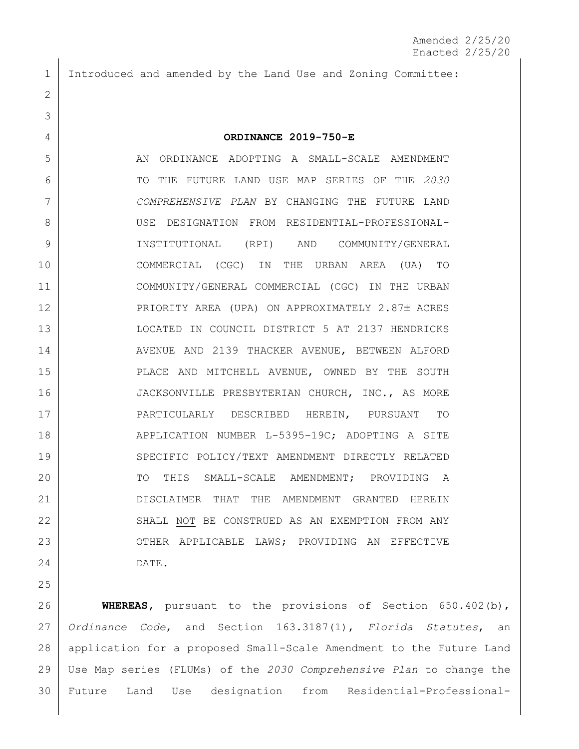Amended 2/25/20
Enacted 2/25/20

Introduced and amended by the Land Use and Zoning Committee:

**ORDINANCE 2019-750-E**

AN ORDINANCE ADOPTING A SMALL-SCALE AMENDMENT TO THE FUTURE LAND USE MAP SERIES OF THE *2030 COMPREHENSIVE PLAN* BY CHANGING THE FUTURE LAND USE DESIGNATION FROM RESIDENTIAL-PROFESSIONAL-INSTITUTIONAL (RPI) AND COMMUNITY/GENERAL COMMERCIAL (CGC) IN THE URBAN AREA (UA) TO COMMUNITY/GENERAL COMMERCIAL (CGC) IN THE URBAN PRIORITY AREA (UPA) ON APPROXIMATELY 2.87± ACRES LOCATED IN COUNCIL DISTRICT 5 AT 2137 HENDRICKS AVENUE AND 2139 THACKER AVENUE, BETWEEN ALFORD PLACE AND MITCHELL AVENUE, OWNED BY THE SOUTH JACKSONVILLE PRESBYTERIAN CHURCH, INC., AS MORE PARTICULARLY DESCRIBED HEREIN, PURSUANT TO APPLICATION NUMBER L-5395-19C; ADOPTING A SITE SPECIFIC POLICY/TEXT AMENDMENT DIRECTLY RELATED TO THIS SMALL-SCALE AMENDMENT; PROVIDING A DISCLAIMER THAT THE AMENDMENT GRANTED HEREIN SHALL <u>NOT</u> BE CONSTRUED AS AN EXEMPTION FROM ANY OTHER APPLICABLE LAWS; PROVIDING AN EFFECTIVE DATE.

**WHEREAS**, pursuant to the provisions of Section 650.402(b), *Ordinance Code*, and Section 163.3187(1), *Florida Statutes*, an application for a proposed Small-Scale Amendment to the Future Land Use Map series (FLUMs) of the *2030 Comprehensive Plan* to change the Future Land Use designation from Residential-Professional-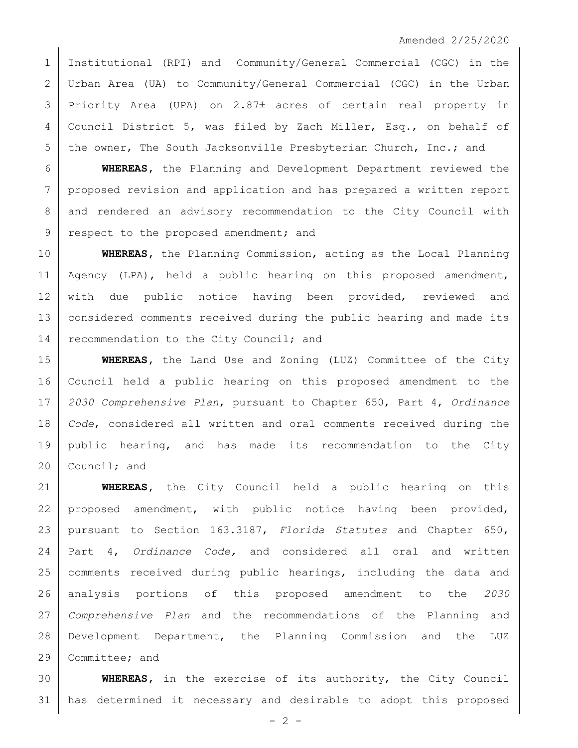Institutional (RPI) and Community/General Commercial (CGC) in the Urban Area (UA) to Community/General Commercial (CGC) in the Urban Priority Area (UPA) on 2.87± acres of certain real property in Council District 5, was filed by Zach Miller, Esq., on behalf of the owner, The South Jacksonville Presbyterian Church, Inc.; and

**WHEREAS**, the Planning and Development Department reviewed the proposed revision and application and has prepared a written report and rendered an advisory recommendation to the City Council with respect to the proposed amendment; and

**WHEREAS**, the Planning Commission, acting as the Local Planning Agency (LPA), held a public hearing on this proposed amendment, with due public notice having been provided, reviewed and considered comments received during the public hearing and made its recommendation to the City Council; and

**WHEREAS**, the Land Use and Zoning (LUZ) Committee of the City Council held a public hearing on this proposed amendment to the *2030 Comprehensive Plan*, pursuant to Chapter 650, Part 4, *Ordinance Code*, considered all written and oral comments received during the public hearing, and has made its recommendation to the City Council; and

**WHEREAS**, the City Council held a public hearing on this proposed amendment, with public notice having been provided, pursuant to Section 163.3187, *Florida Statutes* and Chapter 650, Part 4, *Ordinance Code,* and considered all oral and written comments received during public hearings, including the data and analysis portions of this proposed amendment to the *2030 Comprehensive Plan* and the recommendations of the Planning and Development Department, the Planning Commission and the LUZ Committee; and

**WHEREAS**, in the exercise of its authority, the City Council has determined it necessary and desirable to adopt this proposed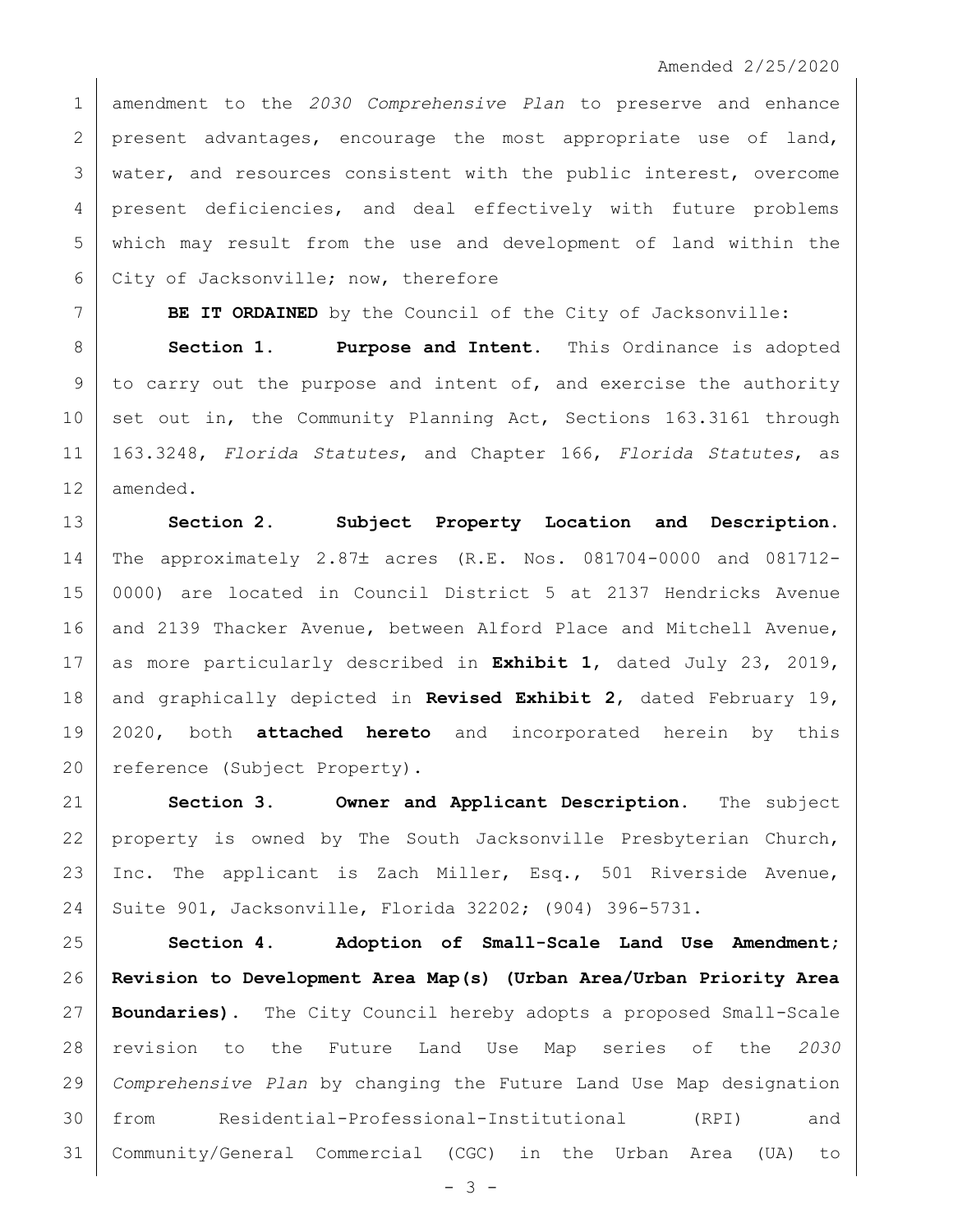amendment to the *2030 Comprehensive Plan* to preserve and enhance present advantages, encourage the most appropriate use of land, water, and resources consistent with the public interest, overcome present deficiencies, and deal effectively with future problems which may result from the use and development of land within the City of Jacksonville; now, therefore

**BE IT ORDAINED** by the Council of the City of Jacksonville:

**Section 1. Purpose and Intent.** This Ordinance is adopted to carry out the purpose and intent of, and exercise the authority set out in, the Community Planning Act, Sections 163.3161 through 163.3248, *Florida Statutes*, and Chapter 166, *Florida Statutes*, as amended.

**Section 2. Subject Property Location and Description.** The approximately 2.87± acres (R.E. Nos. 081704-0000 and 081712-0000) are located in Council District 5 at 2137 Hendricks Avenue and 2139 Thacker Avenue, between Alford Place and Mitchell Avenue, as more particularly described in **Exhibit 1**, dated July 23, 2019, and graphically depicted in **Revised Exhibit 2**, dated February 19, 2020, both **attached hereto** and incorporated herein by this reference (Subject Property).

**Section 3. Owner and Applicant Description.** The subject property is owned by The South Jacksonville Presbyterian Church, Inc. The applicant is Zach Miller, Esq., 501 Riverside Avenue, Suite 901, Jacksonville, Florida 32202; (904) 396-5731.

**Section 4. Adoption of Small-Scale Land Use Amendment; Revision to Development Area Map(s) (Urban Area/Urban Priority Area Boundaries).** The City Council hereby adopts a proposed Small-Scale revision to the Future Land Use Map series of the *2030 Comprehensive Plan* by changing the Future Land Use Map designation from Residential-Professional-Institutional (RPI) and Community/General Commercial (CGC) in the Urban Area (UA) to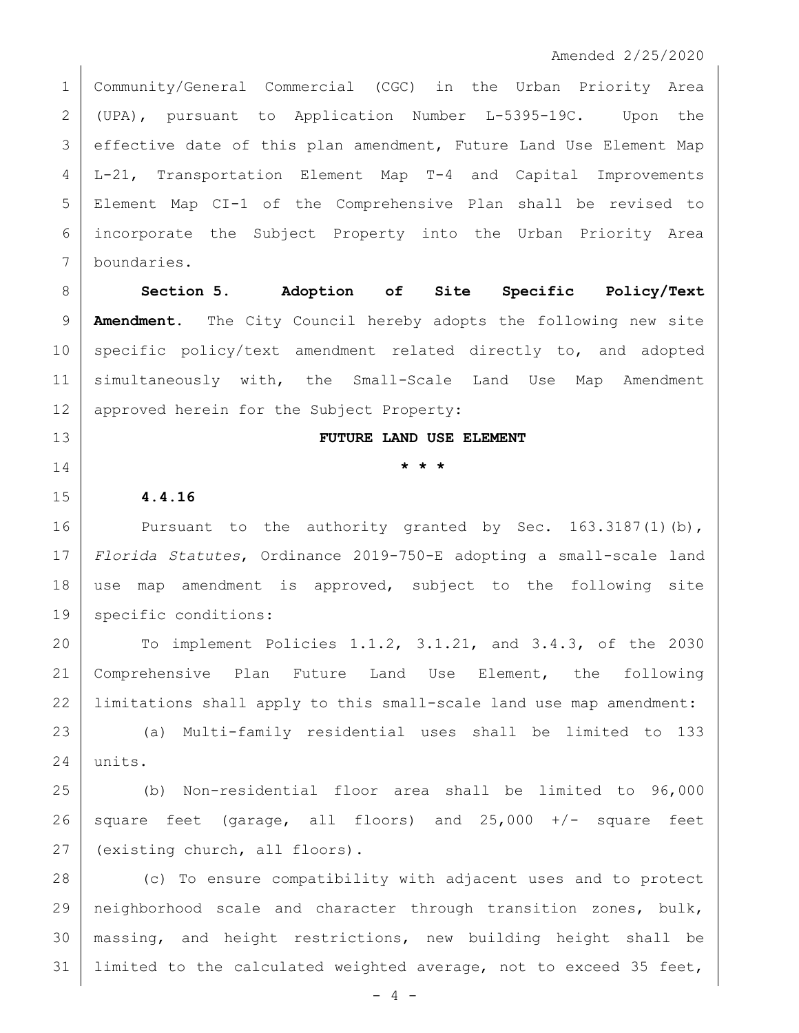Community/General Commercial (CGC) in the Urban Priority Area (UPA), pursuant to Application Number L-5395-19C. Upon the effective date of this plan amendment, Future Land Use Element Map L-21, Transportation Element Map T-4 and Capital Improvements Element Map CI-1 of the Comprehensive Plan shall be revised to incorporate the Subject Property into the Urban Priority Area boundaries.

**Section 5. Adoption of Site Specific Policy/Text Amendment.** The City Council hereby adopts the following new site specific policy/text amendment related directly to, and adopted simultaneously with, the Small-Scale Land Use Map Amendment approved herein for the Subject Property:

**FUTURE LAND USE ELEMENT**

**\* \* \***

**4.4.16**

Pursuant to the authority granted by Sec. 163.3187(1)(b), *Florida Statutes*, Ordinance 2019-750-E adopting a small-scale land use map amendment is approved, subject to the following site specific conditions:

To implement Policies 1.1.2, 3.1.21, and 3.4.3, of the 2030 Comprehensive Plan Future Land Use Element, the following limitations shall apply to this small-scale land use map amendment:

(a) Multi-family residential uses shall be limited to 133 units.

(b) Non-residential floor area shall be limited to 96,000 square feet (garage, all floors) and 25,000 +/- square feet (existing church, all floors).

(c) To ensure compatibility with adjacent uses and to protect neighborhood scale and character through transition zones, bulk, massing, and height restrictions, new building height shall be limited to the calculated weighted average, not to exceed 35 feet,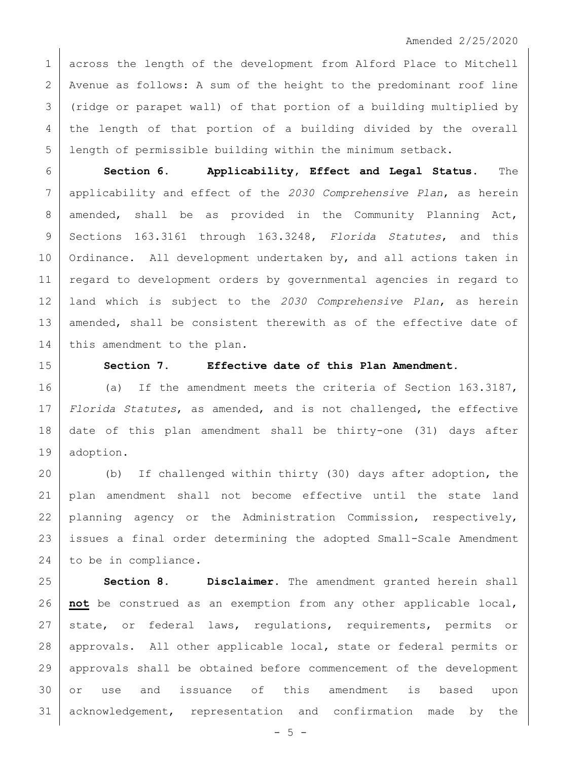across the length of the development from Alford Place to Mitchell Avenue as follows: A sum of the height to the predominant roof line (ridge or parapet wall) of that portion of a building multiplied by the length of that portion of a building divided by the overall length of permissible building within the minimum setback.

**Section 6. Applicability, Effect and Legal Status.** The applicability and effect of the *2030 Comprehensive Plan*, as herein amended, shall be as provided in the Community Planning Act, Sections 163.3161 through 163.3248, *Florida Statutes*, and this Ordinance. All development undertaken by, and all actions taken in regard to development orders by governmental agencies in regard to land which is subject to the *2030 Comprehensive Plan*, as herein amended, shall be consistent therewith as of the effective date of this amendment to the plan.

**Section 7. Effective date of this Plan Amendment.**

(a) If the amendment meets the criteria of Section 163.3187, *Florida Statutes*, as amended, and is not challenged, the effective date of this plan amendment shall be thirty-one (31) days after adoption.

(b) If challenged within thirty (30) days after adoption, the plan amendment shall not become effective until the state land planning agency or the Administration Commission, respectively, issues a final order determining the adopted Small-Scale Amendment to be in compliance.

**Section 8. Disclaimer.** The amendment granted herein shall **not** be construed as an exemption from any other applicable local, state, or federal laws, regulations, requirements, permits or approvals. All other applicable local, state or federal permits or approvals shall be obtained before commencement of the development or use and issuance of this amendment is based upon acknowledgement, representation and confirmation made by the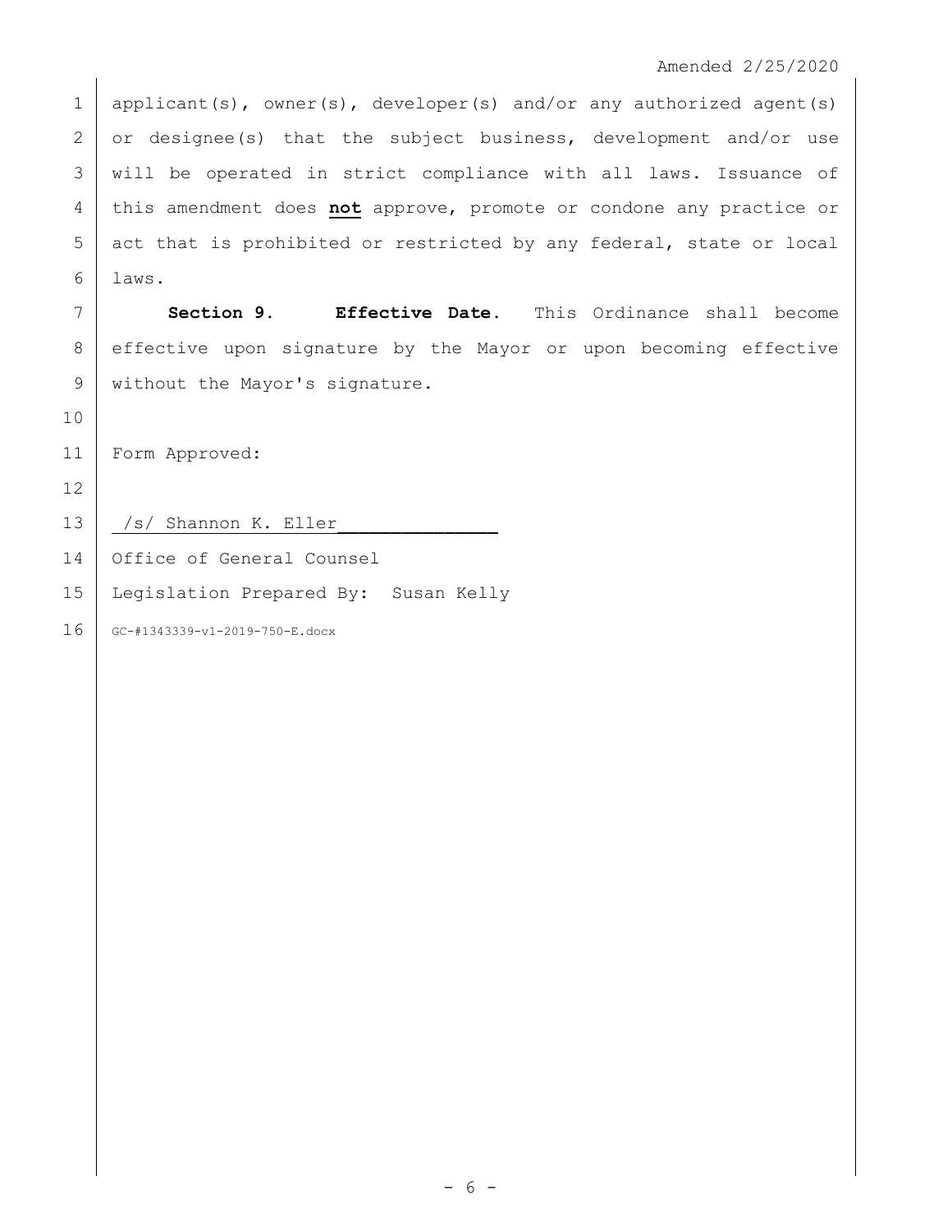applicant(s), owner(s), developer(s) and/or any authorized agent(s) or designee(s) that the subject business, development and/or use will be operated in strict compliance with all laws. Issuance of this amendment does **not** approve, promote or condone any practice or act that is prohibited or restricted by any federal, state or local laws.

**Section 9. Effective Date.** This Ordinance shall become effective upon signature by the Mayor or upon becoming effective without the Mayor's signature.

Form Approved:

/s/ Shannon K. Eller

Office of General Counsel

Legislation Prepared By: Susan Kelly

GC-#1343339-v1-2019-750-E.docx